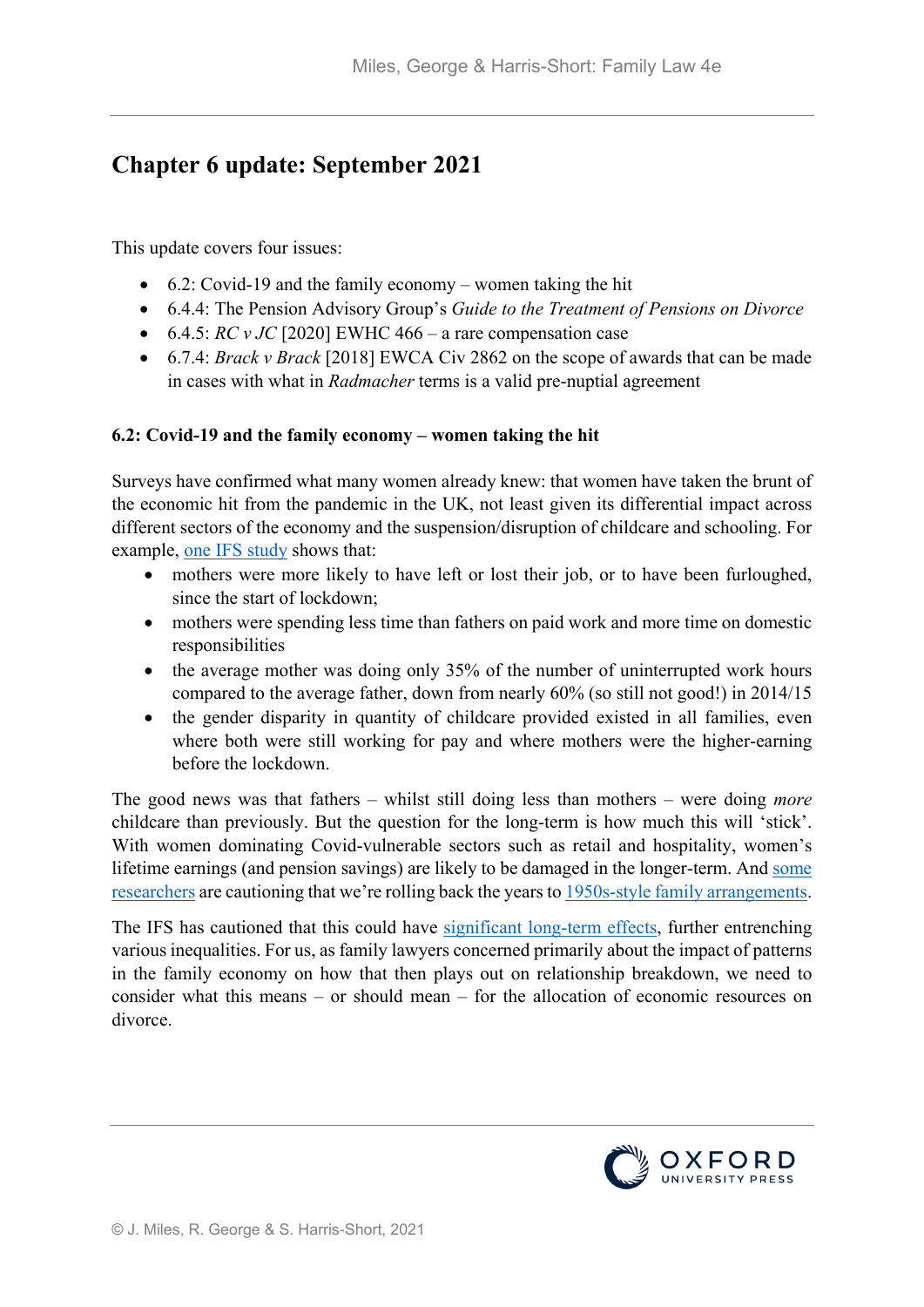# Chapter 6 update: September 2021

This update covers four issues:

- 6.2: Covid-19 and the family economy – women taking the hit
- 6.4.4: The Pension Advisory Group's *Guide to the Treatment of Pensions on Divorce*
- 6.4.5: *RC v JC* [2020] EWHC 466 – a rare compensation case
- 6.7.4: *Brack v Brack* [2018] EWCA Civ 2862 on the scope of awards that can be made in cases with what in *Radmacher* terms is a valid pre-nuptial agreement

**6.2: Covid-19 and the family economy – women taking the hit**

Surveys have confirmed what many women already knew: that women have taken the brunt of the economic hit from the pandemic in the UK, not least given its differential impact across different sectors of the economy and the suspension/disruption of childcare and schooling. For example, one IFS study shows that:

- mothers were more likely to have left or lost their job, or to have been furloughed, since the start of lockdown;
- mothers were spending less time than fathers on paid work and more time on domestic responsibilities
- the average mother was doing only 35% of the number of uninterrupted work hours compared to the average father, down from nearly 60% (so still not good!) in 2014/15
- the gender disparity in quantity of childcare provided existed in all families, even where both were still working for pay and where mothers were the higher-earning before the lockdown.

The good news was that fathers – whilst still doing less than mothers – were doing *more* childcare than previously. But the question for the long-term is how much this will 'stick'. With women dominating Covid-vulnerable sectors such as retail and hospitality, women's lifetime earnings (and pension savings) are likely to be damaged in the longer-term. And some researchers are cautioning that we're rolling back the years to 1950s-style family arrangements.

The IFS has cautioned that this could have significant long-term effects, further entrenching various inequalities. For us, as family lawyers concerned primarily about the impact of patterns in the family economy on how that then plays out on relationship breakdown, we need to consider what this means – or should mean – for the allocation of economic resources on divorce.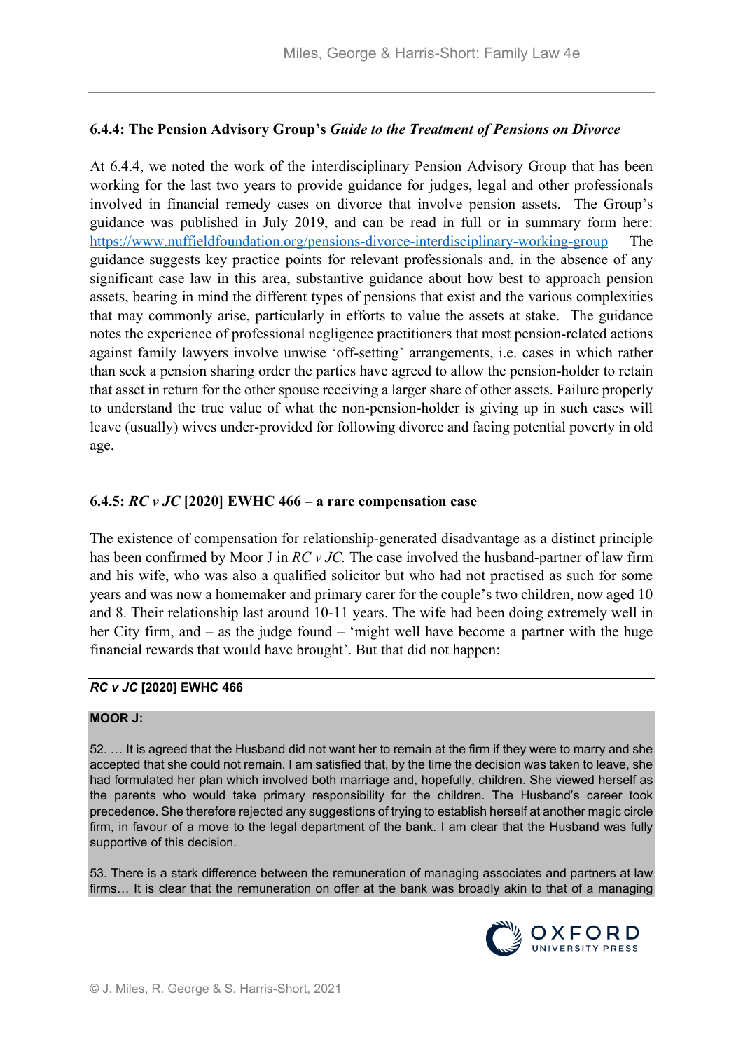### 6.4.4: The Pension Advisory Group's *Guide to the Treatment of Pensions on Divorce*

At 6.4.4, we noted the work of the interdisciplinary Pension Advisory Group that has been working for the last two years to provide guidance for judges, legal and other professionals involved in financial remedy cases on divorce that involve pension assets. The Group's guidance was published in July 2019, and can be read in full or in summary form here: [https://www.nuffieldfoundation.org/pensions-divorce-interdisciplinary-working-group](https://www.nuffieldfoundation.org/pensions-divorce-interdisciplinary-working-group) The guidance suggests key practice points for relevant professionals and, in the absence of any significant case law in this area, substantive guidance about how best to approach pension assets, bearing in mind the different types of pensions that exist and the various complexities that may commonly arise, particularly in efforts to value the assets at stake. The guidance notes the experience of professional negligence practitioners that most pension-related actions against family lawyers involve unwise 'off-setting' arrangements, i.e. cases in which rather than seek a pension sharing order the parties have agreed to allow the pension-holder to retain that asset in return for the other spouse receiving a larger share of other assets. Failure properly to understand the true value of what the non-pension-holder is giving up in such cases will leave (usually) wives under-provided for following divorce and facing potential poverty in old age.

### 6.4.5: *RC v JC* [2020] EWHC 466 – a rare compensation case

The existence of compensation for relationship-generated disadvantage as a distinct principle has been confirmed by Moor J in *RC v JC.* The case involved the husband-partner of law firm and his wife, who was also a qualified solicitor but who had not practised as such for some years and was now a homemaker and primary carer for the couple's two children, now aged 10 and 8. Their relationship last around 10-11 years. The wife had been doing extremely well in her City firm, and – as the judge found – 'might well have become a partner with the huge financial rewards that would have brought'. But that did not happen:

***RC v JC* [2020] EWHC 466**

**MOOR J:**

52. … It is agreed that the Husband did not want her to remain at the firm if they were to marry and she accepted that she could not remain. I am satisfied that, by the time the decision was taken to leave, she had formulated her plan which involved both marriage and, hopefully, children. She viewed herself as the parents who would take primary responsibility for the children. The Husband's career took precedence. She therefore rejected any suggestions of trying to establish herself at another magic circle firm, in favour of a move to the legal department of the bank. I am clear that the Husband was fully supportive of this decision.

53. There is a stark difference between the remuneration of managing associates and partners at law firms… It is clear that the remuneration on offer at the bank was broadly akin to that of a managing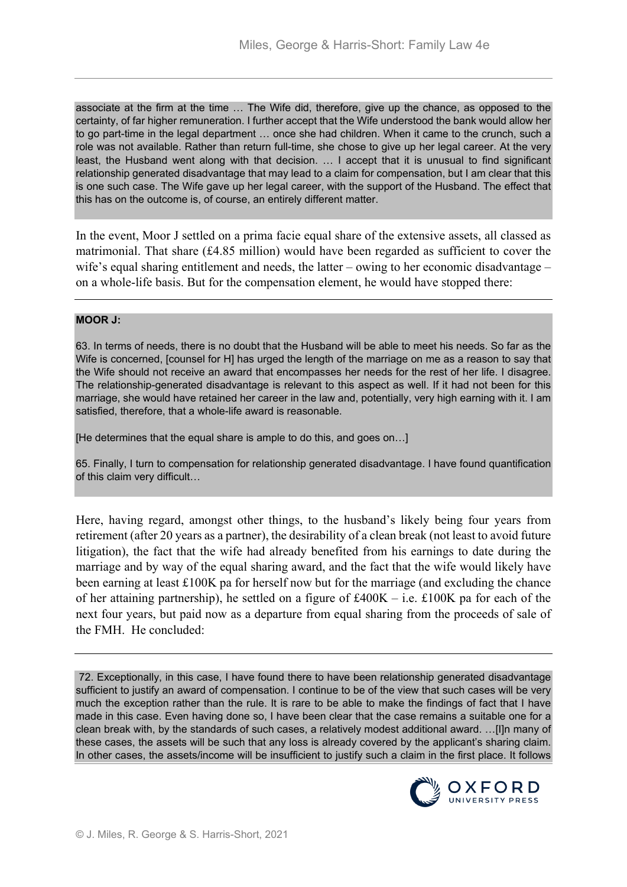associate at the firm at the time … The Wife did, therefore, give up the chance, as opposed to the certainty, of far higher remuneration. I further accept that the Wife understood the bank would allow her to go part-time in the legal department … once she had children. When it came to the crunch, such a role was not available. Rather than return full-time, she chose to give up her legal career. At the very least, the Husband went along with that decision. … I accept that it is unusual to find significant relationship generated disadvantage that may lead to a claim for compensation, but I am clear that this is one such case. The Wife gave up her legal career, with the support of the Husband. The effect that this has on the outcome is, of course, an entirely different matter.

In the event, Moor J settled on a prima facie equal share of the extensive assets, all classed as matrimonial. That share (£4.85 million) would have been regarded as sufficient to cover the wife's equal sharing entitlement and needs, the latter – owing to her economic disadvantage – on a whole-life basis. But for the compensation element, he would have stopped there:

**MOOR J:**

63. In terms of needs, there is no doubt that the Husband will be able to meet his needs. So far as the Wife is concerned, [counsel for H] has urged the length of the marriage on me as a reason to say that the Wife should not receive an award that encompasses her needs for the rest of her life. I disagree. The relationship-generated disadvantage is relevant to this aspect as well. If it had not been for this marriage, she would have retained her career in the law and, potentially, very high earning with it. I am satisfied, therefore, that a whole-life award is reasonable.

[He determines that the equal share is ample to do this, and goes on…]

65. Finally, I turn to compensation for relationship generated disadvantage. I have found quantification of this claim very difficult…

Here, having regard, amongst other things, to the husband's likely being four years from retirement (after 20 years as a partner), the desirability of a clean break (not least to avoid future litigation), the fact that the wife had already benefited from his earnings to date during the marriage and by way of the equal sharing award, and the fact that the wife would likely have been earning at least £100K pa for herself now but for the marriage (and excluding the chance of her attaining partnership), he settled on a figure of £400K – i.e. £100K pa for each of the next four years, but paid now as a departure from equal sharing from the proceeds of sale of the FMH. He concluded:

72. Exceptionally, in this case, I have found there to have been relationship generated disadvantage sufficient to justify an award of compensation. I continue to be of the view that such cases will be very much the exception rather than the rule. It is rare to be able to make the findings of fact that I have made in this case. Even having done so, I have been clear that the case remains a suitable one for a clean break with, by the standards of such cases, a relatively modest additional award. …[I]n many of these cases, the assets will be such that any loss is already covered by the applicant's sharing claim. In other cases, the assets/income will be insufficient to justify such a claim in the first place. It follows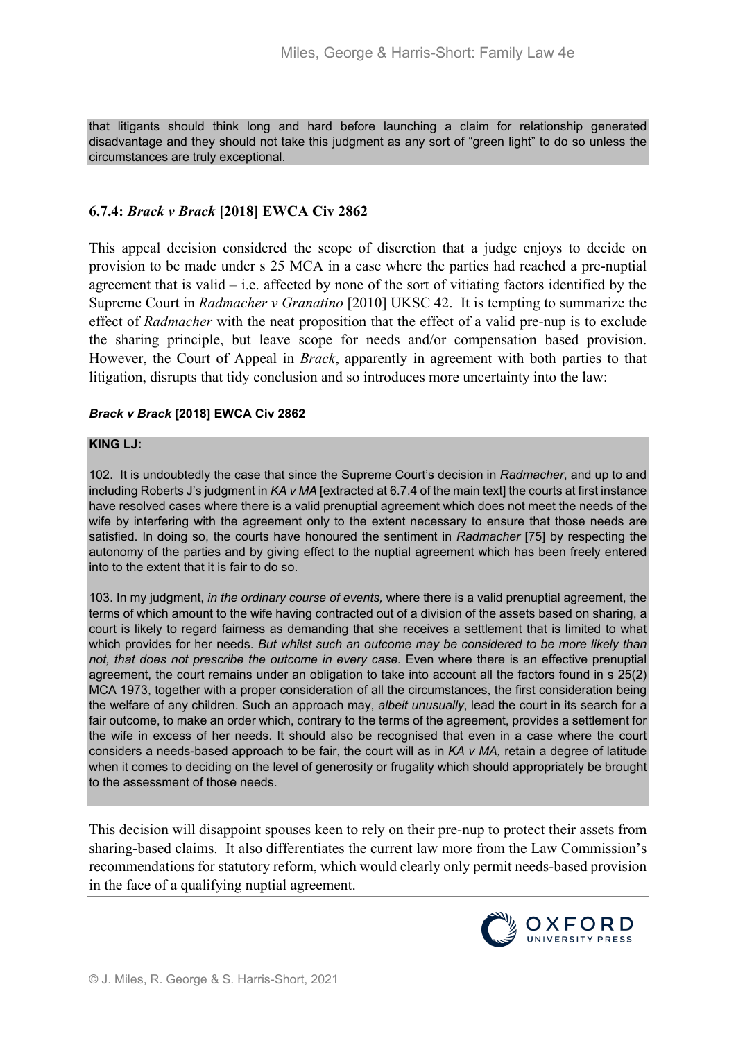that litigants should think long and hard before launching a claim for relationship generated disadvantage and they should not take this judgment as any sort of "green light" to do so unless the circumstances are truly exceptional.

### 6.7.4: *Brack v Brack* [2018] EWCA Civ 2862

This appeal decision considered the scope of discretion that a judge enjoys to decide on provision to be made under s 25 MCA in a case where the parties had reached a pre-nuptial agreement that is valid – i.e. affected by none of the sort of vitiating factors identified by the Supreme Court in *Radmacher v Granatino* [2010] UKSC 42. It is tempting to summarize the effect of *Radmacher* with the neat proposition that the effect of a valid pre-nup is to exclude the sharing principle, but leave scope for needs and/or compensation based provision. However, the Court of Appeal in *Brack*, apparently in agreement with both parties to that litigation, disrupts that tidy conclusion and so introduces more uncertainty into the law:

***Brack v Brack* [2018] EWCA Civ 2862**

**KING LJ:**

102. It is undoubtedly the case that since the Supreme Court's decision in *Radmacher*, and up to and including Roberts J's judgment in *KA v MA* [extracted at 6.7.4 of the main text] the courts at first instance have resolved cases where there is a valid prenuptial agreement which does not meet the needs of the wife by interfering with the agreement only to the extent necessary to ensure that those needs are satisfied. In doing so, the courts have honoured the sentiment in *Radmacher* [75] by respecting the autonomy of the parties and by giving effect to the nuptial agreement which has been freely entered into to the extent that it is fair to do so.

103. In my judgment, *in the ordinary course of events,* where there is a valid prenuptial agreement, the terms of which amount to the wife having contracted out of a division of the assets based on sharing, a court is likely to regard fairness as demanding that she receives a settlement that is limited to what which provides for her needs. *But whilst such an outcome may be considered to be more likely than not, that does not prescribe the outcome in every case.* Even where there is an effective prenuptial agreement, the court remains under an obligation to take into account all the factors found in s 25(2) MCA 1973, together with a proper consideration of all the circumstances, the first consideration being the welfare of any children. Such an approach may, *albeit unusually*, lead the court in its search for a fair outcome, to make an order which, contrary to the terms of the agreement, provides a settlement for the wife in excess of her needs. It should also be recognised that even in a case where the court considers a needs-based approach to be fair, the court will as in *KA v MA,* retain a degree of latitude when it comes to deciding on the level of generosity or frugality which should appropriately be brought to the assessment of those needs.

This decision will disappoint spouses keen to rely on their pre-nup to protect their assets from sharing-based claims. It also differentiates the current law more from the Law Commission's recommendations for statutory reform, which would clearly only permit needs-based provision in the face of a qualifying nuptial agreement.